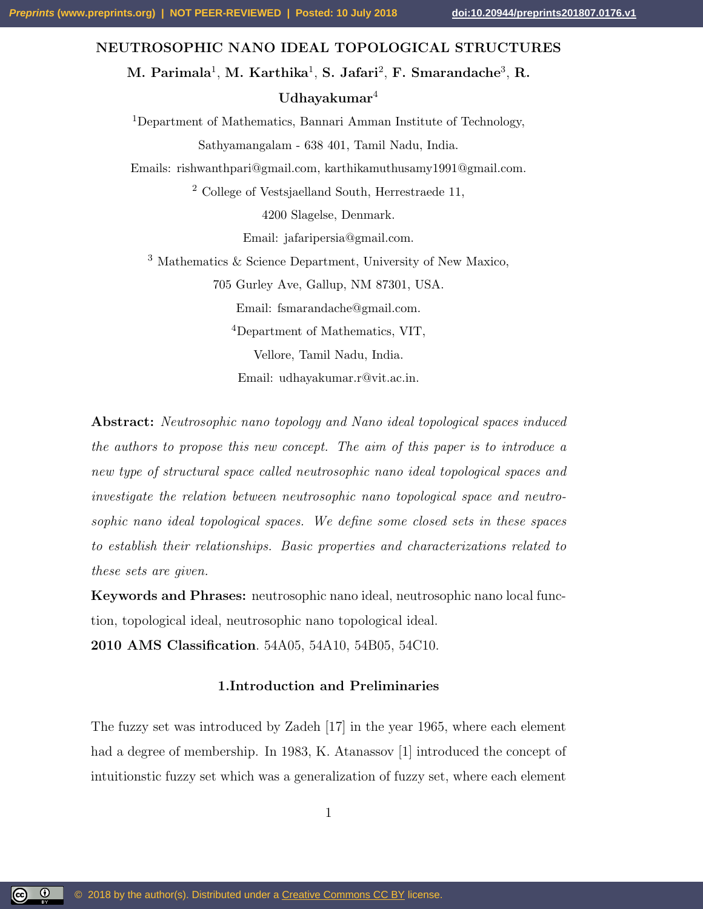# NEUTROSOPHIC NANO IDEAL TOPOLOGICAL STRUCTURES

**M. Parimala[1], M. Karthika[1], S. Jafari[2], F. Smarandache[3], R. Udhayakumar[4]**

[1]Department of Mathematics, Bannari Amman Institute of Technology, Sathyamangalam - 638 401, Tamil Nadu, India.

Emails: rishwanthpari@gmail.com, karthikamuthusamy1991@gmail.com.

[2] College of Vestsjaelland South, Herrestraede 11, 4200 Slagelse, Denmark.

Email: jafaripersia@gmail.com.

[3] Mathematics & Science Department, University of New Maxico, 705 Gurley Ave, Gallup, NM 87301, USA.

Email: fsmarandache@gmail.com.

[4]Department of Mathematics, VIT, Vellore, Tamil Nadu, India.

Email: udhayakumar.r@vit.ac.in.

**Abstract:** *Neutrosophic nano topology and Nano ideal topological spaces induced the authors to propose this new concept. The aim of this paper is to introduce a new type of structural space called neutrosophic nano ideal topological spaces and investigate the relation between neutrosophic nano topological space and neutrosophic nano ideal topological spaces. We define some closed sets in these spaces to establish their relationships. Basic properties and characterizations related to these sets are given.*

**Keywords and Phrases:** neutrosophic nano ideal, neutrosophic nano local function, topological ideal, neutrosophic nano topological ideal.

**2010 AMS Classification**. 54A05, 54A10, 54B05, 54C10.

## 1.Introduction and Preliminaries

The fuzzy set was introduced by Zadeh [17] in the year 1965, where each element had a degree of membership. In 1983, K. Atanassov [1] introduced the concept of intuitionstic fuzzy set which was a generalization of fuzzy set, where each element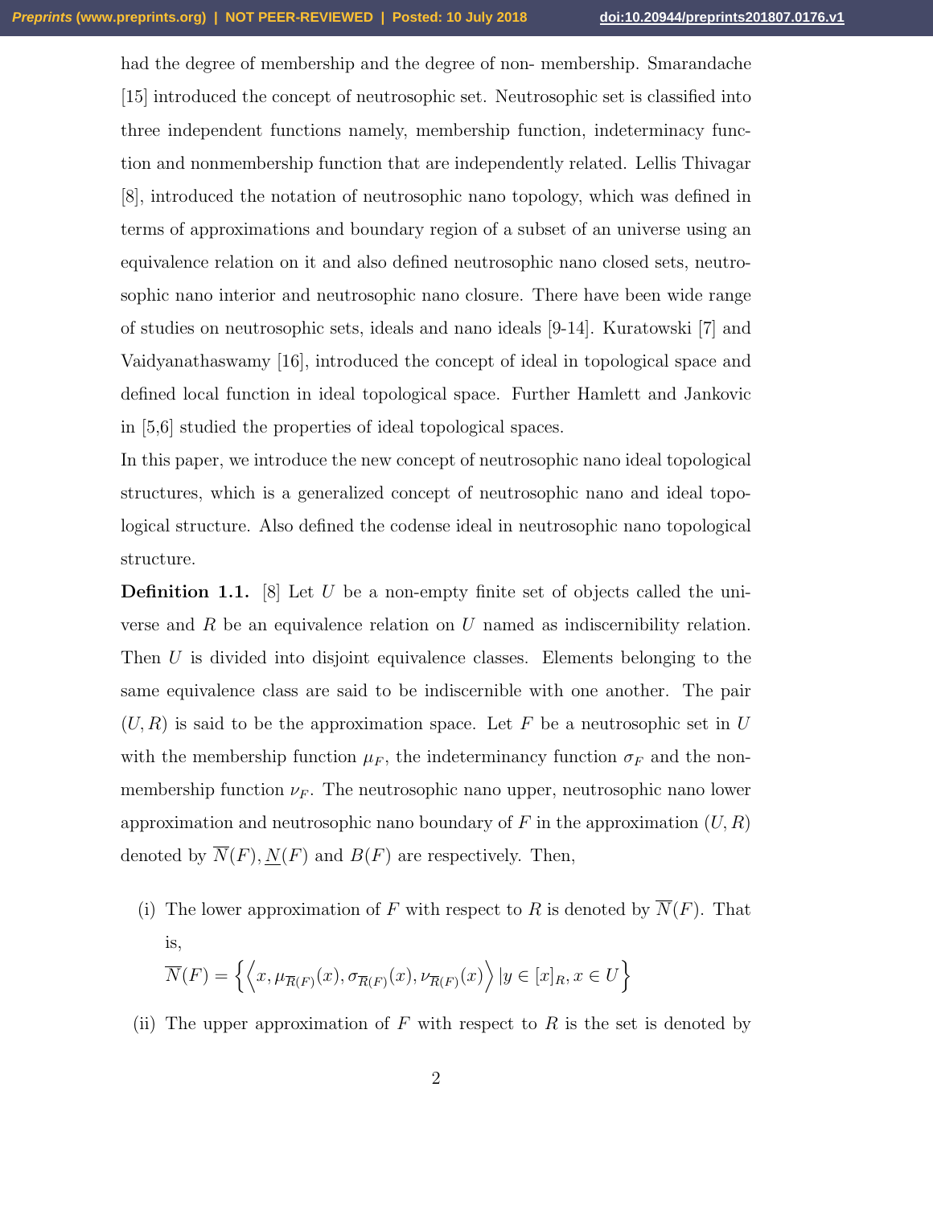had the degree of membership and the degree of non- membership. Smarandache [15] introduced the concept of neutrosophic set. Neutrosophic set is classified into three independent functions namely, membership function, indeterminacy function and nonmembership function that are independently related. Lellis Thivagar [8], introduced the notation of neutrosophic nano topology, which was defined in terms of approximations and boundary region of a subset of an universe using an equivalence relation on it and also defined neutrosophic nano closed sets, neutrosophic nano interior and neutrosophic nano closure. There have been wide range of studies on neutrosophic sets, ideals and nano ideals [9-14]. Kuratowski [7] and Vaidyanathaswamy [16], introduced the concept of ideal in topological space and defined local function in ideal topological space. Further Hamlett and Jankovic in [5,6] studied the properties of ideal topological spaces.

In this paper, we introduce the new concept of neutrosophic nano ideal topological structures, which is a generalized concept of neutrosophic nano and ideal topological structure. Also defined the codense ideal in neutrosophic nano topological structure.

**Definition 1.1.** [8] Let $U$ be a non-empty finite set of objects called the universe and $R$ be an equivalence relation on $U$ named as indiscernibility relation. Then $U$ is divided into disjoint equivalence classes. Elements belonging to the same equivalence class are said to be indiscernible with one another. The pair $(U, R)$ is said to be the approximation space. Let $F$ be a neutrosophic set in $U$ with the membership function $\mu_F$, the indeterminancy function $\sigma_F$ and the nonmembership function $\nu_F$. The neutrosophic nano upper, neutrosophic nano lower approximation and neutrosophic nano boundary of $F$ in the approximation $(U, R)$ denoted by $\overline{N}(F), \underline{N}(F)$ and $B(F)$ are respectively. Then,

(i) The lower approximation of $F$ with respect to $R$ is denoted by $\overline{N}(F)$. That is,
$\overline{N}(F) = \left\{ \left\langle x, \mu_{\overline{R}(F)}(x), \sigma_{\overline{R}(F)}(x), \nu_{\overline{R}(F)}(x) \right\rangle | y \in [x]_R, x \in U \right\}$

(ii) The upper approximation of $F$ with respect to $R$ is the set is denoted by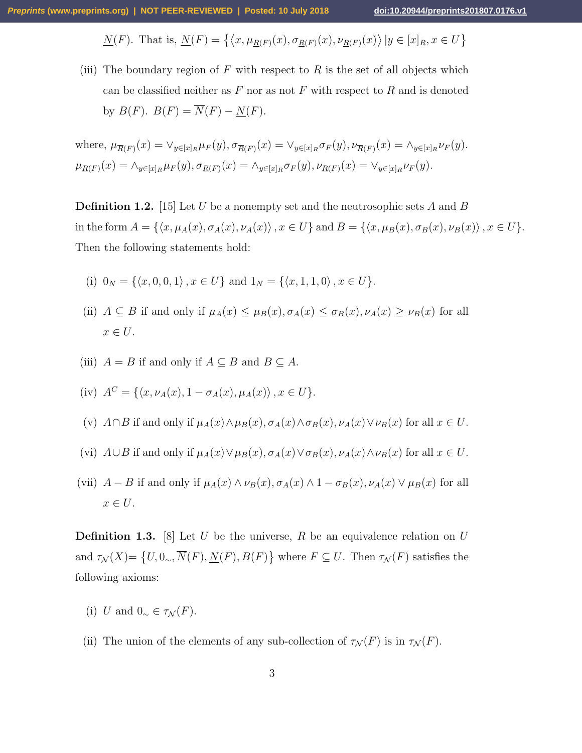$\underline{N}(F)$. That is, $\underline{N}(F) = \left\{\left\langle x, \mu_{\underline{R}(F)}(x), \sigma_{\underline{R}(F)}(x), \nu_{\underline{R}(F)}(x)\right\rangle | y \in [x]_R, x \in U\right\}$

(iii) The boundary region of $F$ with respect to $R$ is the set of all objects which can be classified neither as $F$ nor as not $F$ with respect to $R$ and is denoted by $B(F)$. $B(F) = \overline{N}(F) - \underline{N}(F)$.

where, $\mu_{\overline{R}(F)}(x) = \vee_{y\in[x]_R}\mu_F(y), \sigma_{\overline{R}(F)}(x) = \vee_{y\in[x]_R}\sigma_F(y), \nu_{\overline{R}(F)}(x) = \wedge_{y\in[x]_R}\nu_F(y)$.
$\mu_{\underline{R}(F)}(x) = \wedge_{y\in[x]_R}\mu_F(y), \sigma_{\underline{R}(F)}(x) = \wedge_{y\in[x]_R}\sigma_F(y), \nu_{\underline{R}(F)}(x) = \vee_{y\in[x]_R}\nu_F(y)$.

**Definition 1.2.** [15] Let $U$ be a nonempty set and the neutrosophic sets $A$ and $B$ in the form $A = \{\langle x, \mu_A(x), \sigma_A(x), \nu_A(x)\rangle, x \in U\}$ and $B = \{\langle x, \mu_B(x), \sigma_B(x), \nu_B(x)\rangle, x \in U\}$. Then the following statements hold:

(i) $0_N = \{\langle x, 0, 0, 1\rangle, x \in U\}$ and $1_N = \{\langle x, 1, 1, 0\rangle, x \in U\}$.

(ii) $A \subseteq B$ if and only if $\mu_A(x) \leq \mu_B(x), \sigma_A(x) \leq \sigma_B(x), \nu_A(x) \geq \nu_B(x)$ for all $x \in U$.

(iii) $A = B$ if and only if $A \subseteq B$ and $B \subseteq A$.

(iv) $A^C = \{\langle x, \nu_A(x), 1 - \sigma_A(x), \mu_A(x)\rangle, x \in U\}$.

(v) $A \cap B$ if and only if $\mu_A(x) \wedge \mu_B(x), \sigma_A(x) \wedge \sigma_B(x), \nu_A(x) \vee \nu_B(x)$ for all $x \in U$.

(vi) $A \cup B$ if and only if $\mu_A(x) \vee \mu_B(x), \sigma_A(x) \vee \sigma_B(x), \nu_A(x) \wedge \nu_B(x)$ for all $x \in U$.

(vii) $A - B$ if and only if $\mu_A(x) \wedge \nu_B(x), \sigma_A(x) \wedge 1 - \sigma_B(x), \nu_A(x) \vee \mu_B(x)$ for all $x \in U$.

**Definition 1.3.** [8] Let $U$ be the universe, $R$ be an equivalence relation on $U$ and $\tau_{\mathcal{N}}(X) = \left\{U, 0_\sim, \overline{N}(F), \underline{N}(F), B(F)\right\}$ where $F \subseteq U$. Then $\tau_{\mathcal{N}}(F)$ satisfies the following axioms:

(i) $U$ and $0_\sim \in \tau_{\mathcal{N}}(F)$.

(ii) The union of the elements of any sub-collection of $\tau_{\mathcal{N}}(F)$ is in $\tau_{\mathcal{N}}(F)$.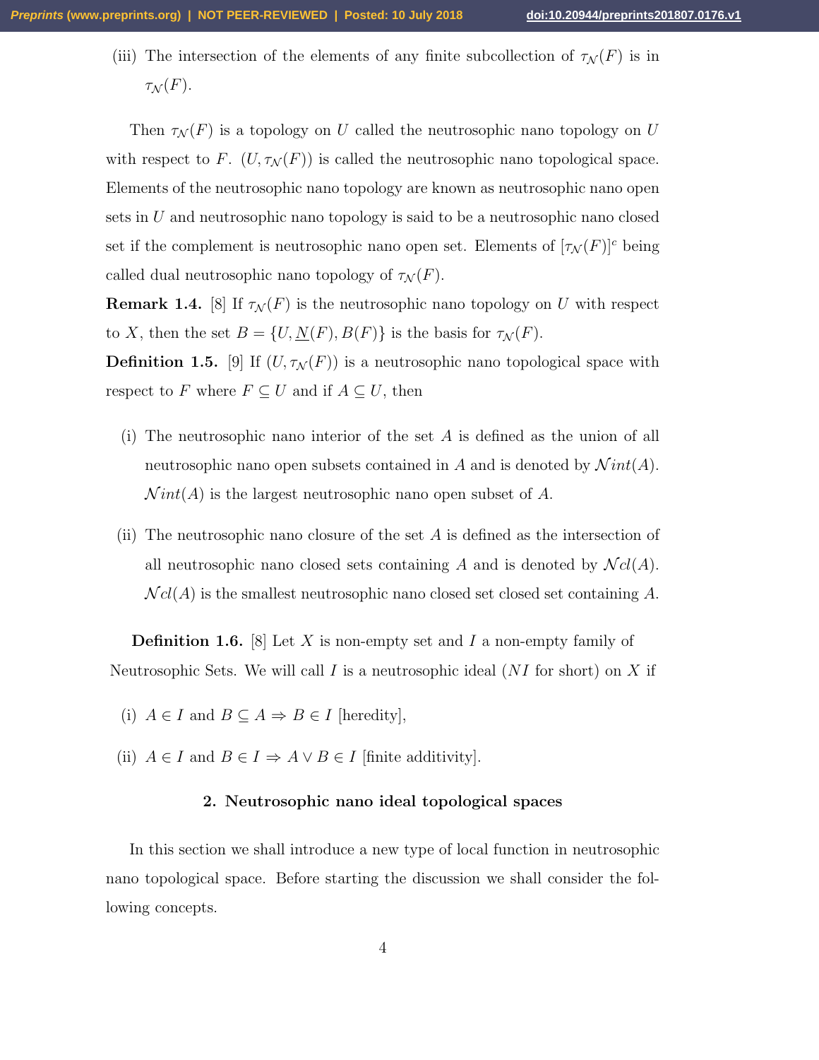(iii) The intersection of the elements of any finite subcollection of $\tau_{\mathcal{N}}(F)$ is in $\tau_{\mathcal{N}}(F)$.

Then $\tau_{\mathcal{N}}(F)$ is a topology on $U$ called the neutrosophic nano topology on $U$ with respect to $F$. $(U, \tau_{\mathcal{N}}(F))$ is called the neutrosophic nano topological space. Elements of the neutrosophic nano topology are known as neutrosophic nano open sets in $U$ and neutrosophic nano topology is said to be a neutrosophic nano closed set if the complement is neutrosophic nano open set. Elements of $[\tau_{\mathcal{N}}(F)]^c$ being called dual neutrosophic nano topology of $\tau_{\mathcal{N}}(F)$.

**Remark 1.4.** [8] If $\tau_{\mathcal{N}}(F)$ is the neutrosophic nano topology on $U$ with respect to $X$, then the set $B = \{U, \underline{N}(F), B(F)\}$ is the basis for $\tau_{\mathcal{N}}(F)$.

**Definition 1.5.** [9] If $(U, \tau_{\mathcal{N}}(F))$ is a neutrosophic nano topological space with respect to $F$ where $F \subseteq U$ and if $A \subseteq U$, then

(i) The neutrosophic nano interior of the set $A$ is defined as the union of all neutrosophic nano open subsets contained in $A$ and is denoted by $\mathcal{N}int(A)$. $\mathcal{N}int(A)$ is the largest neutrosophic nano open subset of $A$.

(ii) The neutrosophic nano closure of the set $A$ is defined as the intersection of all neutrosophic nano closed sets containing $A$ and is denoted by $\mathcal{N}cl(A)$. $\mathcal{N}cl(A)$ is the smallest neutrosophic nano closed set closed set containing $A$.

**Definition 1.6.** [8] Let $X$ is non-empty set and $I$ a non-empty family of Neutrosophic Sets. We will call $I$ is a neutrosophic ideal ($NI$ for short) on $X$ if

(i) $A \in I$ and $B \subseteq A \Rightarrow B \in I$ [heredity],

(ii) $A \in I$ and $B \in I \Rightarrow A \vee B \in I$ [finite additivity].

## 2. Neutrosophic nano ideal topological spaces

In this section we shall introduce a new type of local function in neutrosophic nano topological space. Before starting the discussion we shall consider the following concepts.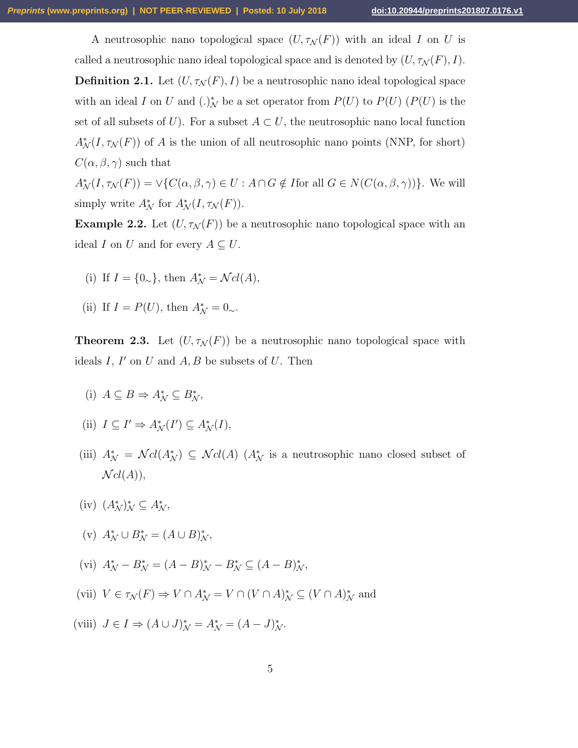A neutrosophic nano topological space $(U, \tau_{\mathcal{N}}(F))$ with an ideal $I$ on $U$ is called a neutrosophic nano ideal topological space and is denoted by $(U, \tau_{\mathcal{N}}(F), I)$.

**Definition 2.1.** Let $(U, \tau_{\mathcal{N}}(F), I)$ be a neutrosophic nano ideal topological space with an ideal $I$ on $U$ and $(.)^*_{\mathcal{N}}$ be a set operator from $P(U)$ to $P(U)$ ($P(U)$ is the set of all subsets of $U$). For a subset $A \subset U$, the neutrosophic nano local function $A^*_{\mathcal{N}}(I, \tau_{\mathcal{N}}(F))$ of $A$ is the union of all neutrosophic nano points (NNP, for short) $C(\alpha, \beta, \gamma)$ such that

$A^*_{\mathcal{N}}(I, \tau_{\mathcal{N}}(F)) = \vee\{C(\alpha, \beta, \gamma) \in U : A \cap G \notin I \text{for all } G \in N(C(\alpha, \beta, \gamma))\}$. We will simply write $A^*_{\mathcal{N}}$ for $A^*_{\mathcal{N}}(I, \tau_{\mathcal{N}}(F))$.

**Example 2.2.** Let $(U, \tau_{\mathcal{N}}(F))$ be a neutrosophic nano topological space with an ideal $I$ on $U$ and for every $A \subseteq U$.

(i) If $I = \{0_\sim\}$, then $A^*_{\mathcal{N}} = \mathcal{N}cl(A)$,

(ii) If $I = P(U)$, then $A^*_{\mathcal{N}} = 0_\sim$.

**Theorem 2.3.** Let $(U, \tau_{\mathcal{N}}(F))$ be a neutrosophic nano topological space with ideals $I$, $I'$ on $U$ and $A, B$ be subsets of $U$. Then

(i) $A \subseteq B \Rightarrow A^*_{\mathcal{N}} \subseteq B^*_{\mathcal{N}}$,

(ii) $I \subseteq I' \Rightarrow A^*_{\mathcal{N}}(I') \subseteq A^*_{\mathcal{N}}(I)$,

(iii) $A^*_{\mathcal{N}} = \mathcal{N}cl(A^*_{\mathcal{N}}) \subseteq \mathcal{N}cl(A)$ ($A^*_{\mathcal{N}}$ is a neutrosophic nano closed subset of $\mathcal{N}cl(A)$),

(iv) $(A^*_{\mathcal{N}})^*_{\mathcal{N}} \subseteq A^*_{\mathcal{N}}$,

(v) $A^*_{\mathcal{N}} \cup B^*_{\mathcal{N}} = (A \cup B)^*_{\mathcal{N}}$,

(vi) $A^*_{\mathcal{N}} - B^*_{\mathcal{N}} = (A - B)^*_{\mathcal{N}} - B^*_{\mathcal{N}} \subseteq (A - B)^*_{\mathcal{N}}$,

(vii) $V \in \tau_{\mathcal{N}}(F) \Rightarrow V \cap A^*_{\mathcal{N}} = V \cap (V \cap A)^*_{\mathcal{N}} \subseteq (V \cap A)^*_{\mathcal{N}}$ and

(viii) $J \in I \Rightarrow (A \cup J)^*_{\mathcal{N}} = A^*_{\mathcal{N}} = (A - J)^*_{\mathcal{N}}$.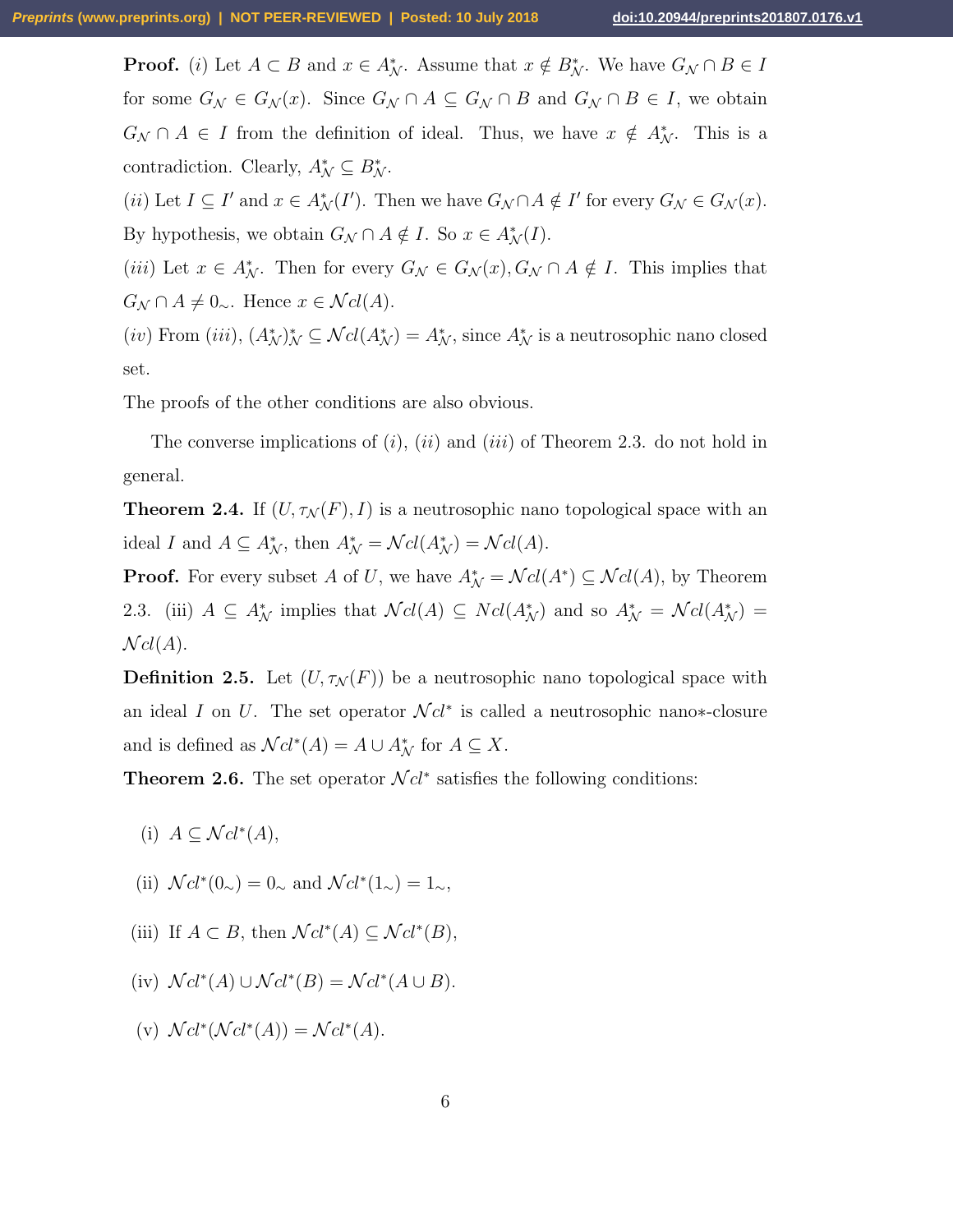**Proof.** $(i)$ Let $A \subset B$ and $x \in A^*_{\mathcal{N}}$. Assume that $x \notin B^*_{\mathcal{N}}$. We have $G_{\mathcal{N}} \cap B \in I$ for some $G_{\mathcal{N}} \in G_{\mathcal{N}}(x)$. Since $G_{\mathcal{N}} \cap A \subseteq G_{\mathcal{N}} \cap B$ and $G_{\mathcal{N}} \cap B \in I$, we obtain $G_{\mathcal{N}} \cap A \in I$ from the definition of ideal. Thus, we have $x \notin A^*_{\mathcal{N}}$. This is a contradiction. Clearly, $A^*_{\mathcal{N}} \subseteq B^*_{\mathcal{N}}$.

$(ii)$ Let $I \subseteq I'$ and $x \in A^*_{\mathcal{N}}(I')$. Then we have $G_{\mathcal{N}} \cap A \notin I'$ for every $G_{\mathcal{N}} \in G_{\mathcal{N}}(x)$. By hypothesis, we obtain $G_{\mathcal{N}} \cap A \notin I$. So $x \in A^*_{\mathcal{N}}(I)$.

$(iii)$ Let $x \in A^*_{\mathcal{N}}$. Then for every $G_{\mathcal{N}} \in G_{\mathcal{N}}(x), G_{\mathcal{N}} \cap A \notin I$. This implies that $G_{\mathcal{N}} \cap A \neq 0_{\sim}$. Hence $x \in \mathcal{N}cl(A)$.

$(iv)$ From $(iii)$, $(A^*_{\mathcal{N}})^*_{\mathcal{N}} \subseteq \mathcal{N}cl(A^*_{\mathcal{N}}) = A^*_{\mathcal{N}}$, since $A^*_{\mathcal{N}}$ is a neutrosophic nano closed set.

The proofs of the other conditions are also obvious.

The converse implications of $(i)$, $(ii)$ and $(iii)$ of Theorem 2.3. do not hold in general.

**Theorem 2.4.** If $(U, \tau_{\mathcal{N}}(F), I)$ is a neutrosophic nano topological space with an ideal $I$ and $A \subseteq A^*_{\mathcal{N}}$, then $A^*_{\mathcal{N}} = \mathcal{N}cl(A^*_{\mathcal{N}}) = \mathcal{N}cl(A)$.

**Proof.** For every subset $A$ of $U$, we have $A^*_{\mathcal{N}} = \mathcal{N}cl(A^*) \subseteq \mathcal{N}cl(A)$, by Theorem 2.3. (iii) $A \subseteq A^*_{\mathcal{N}}$ implies that $\mathcal{N}cl(A) \subseteq Ncl(A^*_{\mathcal{N}})$ and so $A^*_{\mathcal{N}} = \mathcal{N}cl(A^*_{\mathcal{N}}) = \mathcal{N}cl(A)$.

**Definition 2.5.** Let $(U, \tau_{\mathcal{N}}(F))$ be a neutrosophic nano topological space with an ideal $I$ on $U$. The set operator $\mathcal{N}cl^*$ is called a neutrosophic nano$*$-closure and is defined as $\mathcal{N}cl^*(A) = A \cup A^*_{\mathcal{N}}$ for $A \subseteq X$.

**Theorem 2.6.** The set operator $\mathcal{N}cl^*$ satisfies the following conditions:

(i) $A \subseteq \mathcal{N}cl^*(A)$,

(ii) $\mathcal{N}cl^*(0_{\sim}) = 0_{\sim}$ and $\mathcal{N}cl^*(1_{\sim}) = 1_{\sim}$,

(iii) If $A \subset B$, then $\mathcal{N}cl^*(A) \subseteq \mathcal{N}cl^*(B)$,

(iv) $\mathcal{N}cl^*(A) \cup \mathcal{N}cl^*(B) = \mathcal{N}cl^*(A \cup B)$.

(v) $\mathcal{N}cl^*(\mathcal{N}cl^*(A)) = \mathcal{N}cl^*(A)$.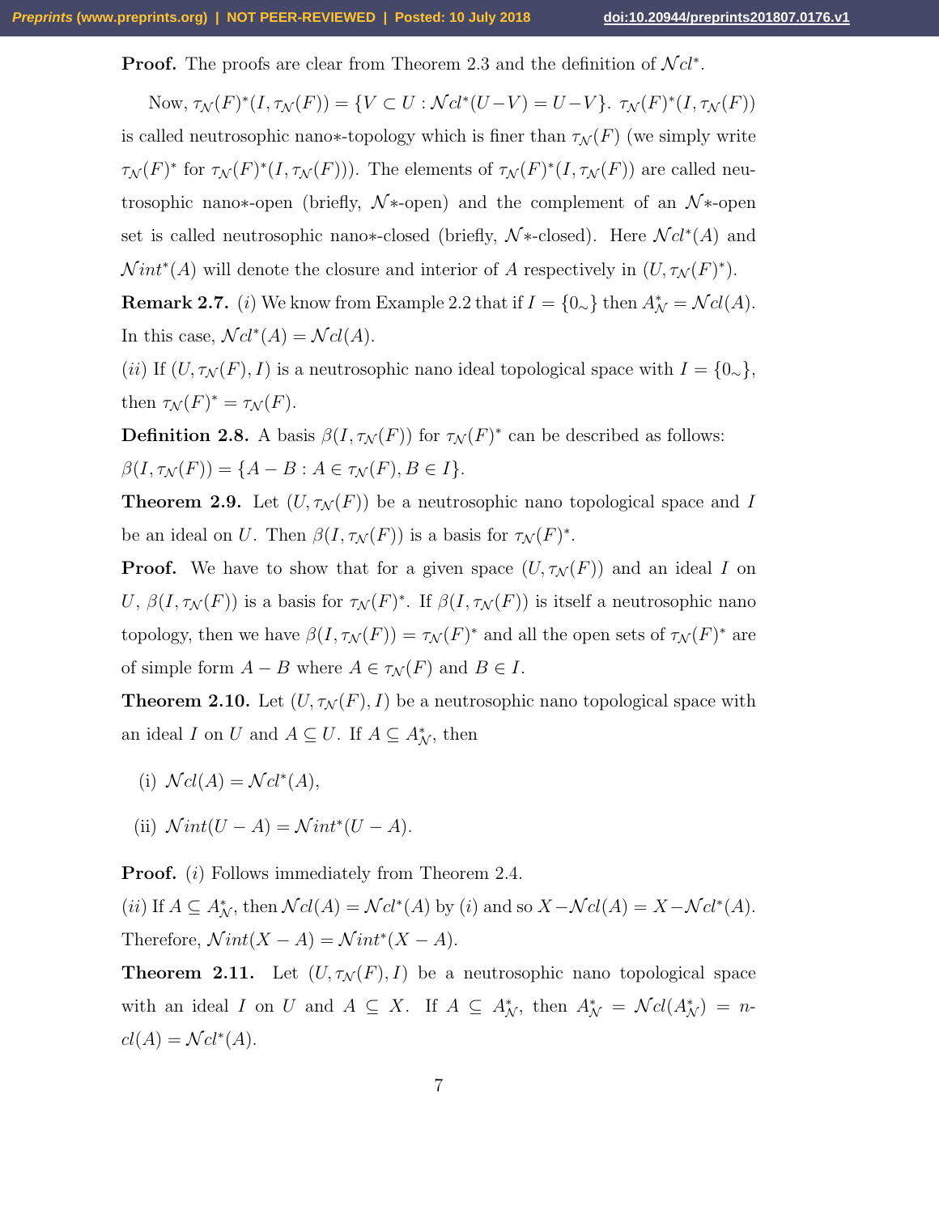**Proof.** The proofs are clear from Theorem 2.3 and the definition of $\mathcal{N}cl^*$.

Now, $\tau_{\mathcal{N}}(F)^*(I, \tau_{\mathcal{N}}(F)) = \{V \subset U : \mathcal{N}cl^*(U-V) = U-V\}$. $\tau_{\mathcal{N}}(F)^*(I, \tau_{\mathcal{N}}(F))$ is called neutrosophic nano∗-topology which is finer than $\tau_{\mathcal{N}}(F)$ (we simply write $\tau_{\mathcal{N}}(F)^*$ for $\tau_{\mathcal{N}}(F)^*(I, \tau_{\mathcal{N}}(F))$). The elements of $\tau_{\mathcal{N}}(F)^*(I, \tau_{\mathcal{N}}(F))$ are called neutrosophic nano∗-open (briefly, $\mathcal{N}$∗-open) and the complement of an $\mathcal{N}$∗-open set is called neutrosophic nano∗-closed (briefly, $\mathcal{N}$∗-closed). Here $\mathcal{N}cl^*(A)$ and $\mathcal{N}int^*(A)$ will denote the closure and interior of $A$ respectively in $(U, \tau_{\mathcal{N}}(F)^*)$.

**Remark 2.7.** $(i)$ We know from Example 2.2 that if $I = \{0_\sim\}$ then $A^*_{\mathcal{N}} = \mathcal{N}cl(A)$. In this case, $\mathcal{N}cl^*(A) = \mathcal{N}cl(A)$.

$(ii)$ If $(U, \tau_{\mathcal{N}}(F), I)$ is a neutrosophic nano ideal topological space with $I = \{0_\sim\}$, then $\tau_{\mathcal{N}}(F)^* = \tau_{\mathcal{N}}(F)$.

**Definition 2.8.** A basis $\beta(I, \tau_{\mathcal{N}}(F))$ for $\tau_{\mathcal{N}}(F)^*$ can be described as follows: $\beta(I, \tau_{\mathcal{N}}(F)) = \{A - B : A \in \tau_{\mathcal{N}}(F), B \in I\}$.

**Theorem 2.9.** Let $(U, \tau_{\mathcal{N}}(F))$ be a neutrosophic nano topological space and $I$ be an ideal on $U$. Then $\beta(I, \tau_{\mathcal{N}}(F))$ is a basis for $\tau_{\mathcal{N}}(F)^*$.

**Proof.** We have to show that for a given space $(U, \tau_{\mathcal{N}}(F))$ and an ideal $I$ on $U$, $\beta(I, \tau_{\mathcal{N}}(F))$ is a basis for $\tau_{\mathcal{N}}(F)^*$. If $\beta(I, \tau_{\mathcal{N}}(F))$ is itself a neutrosophic nano topology, then we have $\beta(I, \tau_{\mathcal{N}}(F)) = \tau_{\mathcal{N}}(F)^*$ and all the open sets of $\tau_{\mathcal{N}}(F)^*$ are of simple form $A - B$ where $A \in \tau_{\mathcal{N}}(F)$ and $B \in I$.

**Theorem 2.10.** Let $(U, \tau_{\mathcal{N}}(F), I)$ be a neutrosophic nano topological space with an ideal $I$ on $U$ and $A \subseteq U$. If $A \subseteq A^*_{\mathcal{N}}$, then

(i) $\mathcal{N}cl(A) = \mathcal{N}cl^*(A)$,

(ii) $\mathcal{N}int(U - A) = \mathcal{N}int^*(U - A)$.

**Proof.** $(i)$ Follows immediately from Theorem 2.4.

$(ii)$ If $A \subseteq A^*_{\mathcal{N}}$, then $\mathcal{N}cl(A) = \mathcal{N}cl^*(A)$ by $(i)$ and so $X - \mathcal{N}cl(A) = X - \mathcal{N}cl^*(A)$. Therefore, $\mathcal{N}int(X - A) = \mathcal{N}int^*(X - A)$.

**Theorem 2.11.** Let $(U, \tau_{\mathcal{N}}(F), I)$ be a neutrosophic nano topological space with an ideal $I$ on $U$ and $A \subseteq X$. If $A \subseteq A^*_{\mathcal{N}}$, then $A^*_{\mathcal{N}} = \mathcal{N}cl(A^*_{\mathcal{N}}) = n\text{-}cl(A) = \mathcal{N}cl^*(A)$.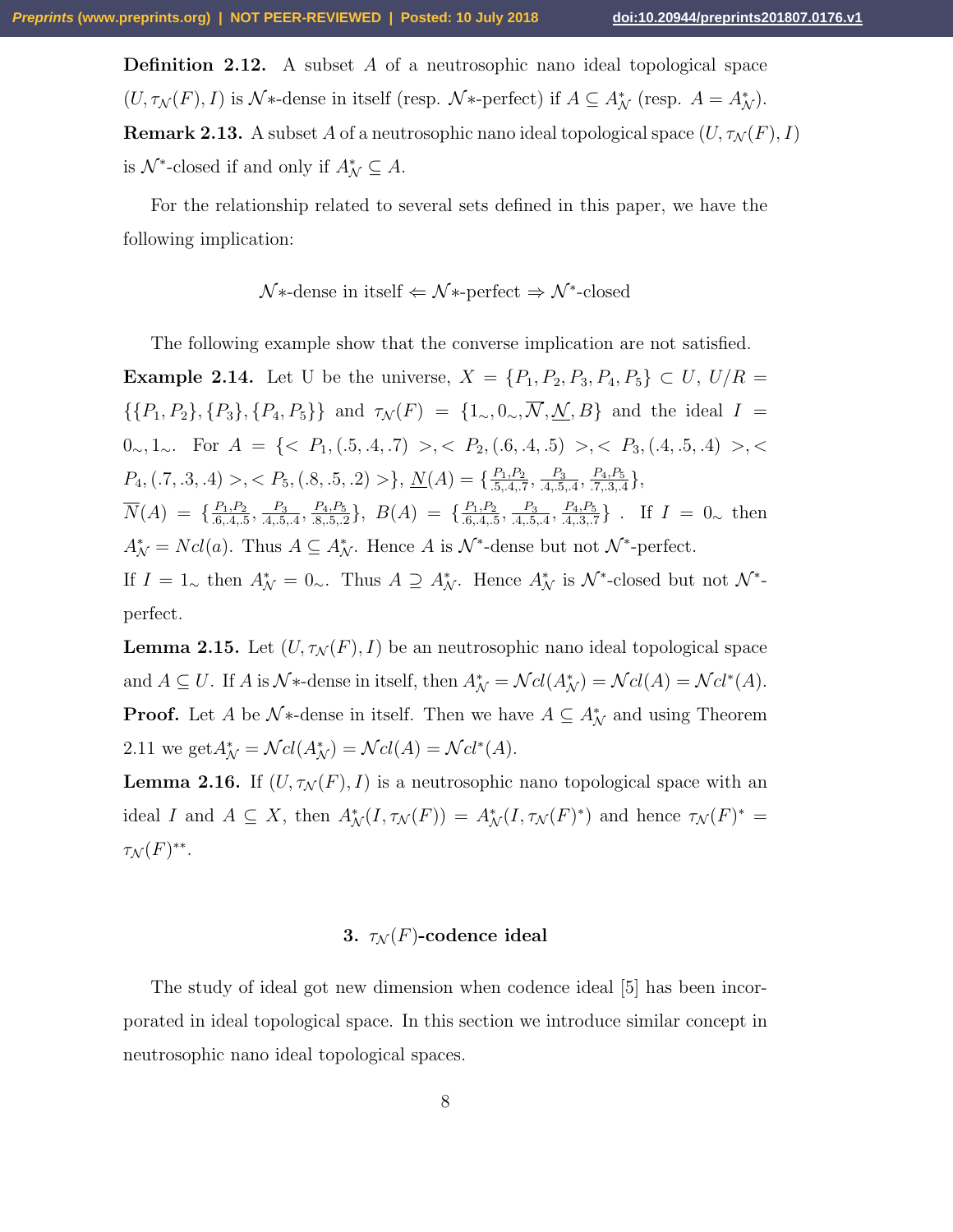**Definition 2.12.** A subset $A$ of a neutrosophic nano ideal topological space $(U, \tau_{\mathcal{N}}(F), I)$ is $\mathcal{N}*$-dense in itself (resp. $\mathcal{N}*$-perfect) if $A \subseteq A^*_{\mathcal{N}}$ (resp. $A = A^*_{\mathcal{N}}$).

**Remark 2.13.** A subset $A$ of a neutrosophic nano ideal topological space $(U, \tau_{\mathcal{N}}(F), I)$ is $\mathcal{N}^*$-closed if and only if $A^*_{\mathcal{N}} \subseteq A$.

For the relationship related to several sets defined in this paper, we have the following implication:

$$\mathcal{N}*\text{-dense in itself} \Leftarrow \mathcal{N}*\text{-perfect} \Rightarrow \mathcal{N}^*\text{-closed}$$

The following example show that the converse implication are not satisfied.

**Example 2.14.** Let U be the universe, $X = \{P_1, P_2, P_3, P_4, P_5\} \subset U$, $U/R = \{\{P_1, P_2\}, \{P_3\}, \{P_4, P_5\}\}$ and $\tau_{\mathcal{N}}(F) = \{1_\sim, 0_\sim, \overline{N}, \underline{N}, B\}$ and the ideal $I = 0_\sim, 1_\sim$. For $A = \{< P_1, (.5, .4, .7) >, < P_2, (.6, .4, .5) >, < P_3, (.4, .5, .4) >, < P_4, (.7, .3, .4) >, < P_5, (.8, .5, .2) >\}$, $\underline{N}(A) = \{\frac{P_1, P_2}{.5, .4, .7}, \frac{P_3}{.4, .5, .4}, \frac{P_4, P_5}{.7, .3, .4}\}$,
$\overline{N}(A) = \{\frac{P_1, P_2}{.6, .4, .5}, \frac{P_3}{.4, .5, .4}, \frac{P_4, P_5}{.8, .5, .2}\}$, $B(A) = \{\frac{P_1, P_2}{.6, .4, .5}, \frac{P_3}{.4, .5, .4}, \frac{P_4, P_5}{.4, .3, .7}\}$ . If $I = 0_\sim$ then $A^*_{\mathcal{N}} = Ncl(a)$. Thus $A \subseteq A^*_{\mathcal{N}}$. Hence $A$ is $\mathcal{N}^*$-dense but not $\mathcal{N}^*$-perfect.
If $I = 1_\sim$ then $A^*_{\mathcal{N}} = 0_\sim$. Thus $A \supseteq A^*_{\mathcal{N}}$. Hence $A^*_{\mathcal{N}}$ is $\mathcal{N}^*$-closed but not $\mathcal{N}^*$-perfect.

**Lemma 2.15.** Let $(U, \tau_{\mathcal{N}}(F), I)$ be an neutrosophic nano ideal topological space and $A \subseteq U$. If $A$ is $\mathcal{N}*$-dense in itself, then $A^*_{\mathcal{N}} = \mathcal{N}cl(A^*_{\mathcal{N}}) = \mathcal{N}cl(A) = \mathcal{N}cl^*(A)$.

**Proof.** Let $A$ be $\mathcal{N}*$-dense in itself. Then we have $A \subseteq A^*_{\mathcal{N}}$ and using Theorem 2.11 we get$A^*_{\mathcal{N}} = \mathcal{N}cl(A^*_{\mathcal{N}}) = \mathcal{N}cl(A) = \mathcal{N}cl^*(A)$.

**Lemma 2.16.** If $(U, \tau_{\mathcal{N}}(F), I)$ is a neutrosophic nano topological space with an ideal $I$ and $A \subseteq X$, then $A^*_{\mathcal{N}}(I, \tau_{\mathcal{N}}(F)) = A^*_{\mathcal{N}}(I, \tau_{\mathcal{N}}(F)^*)$ and hence $\tau_{\mathcal{N}}(F)^* = \tau_{\mathcal{N}}(F)^{**}$.

## 3. $\tau_{\mathcal{N}}(F)$-codence ideal

The study of ideal got new dimension when codence ideal [5] has been incorporated in ideal topological space. In this section we introduce similar concept in neutrosophic nano ideal topological spaces.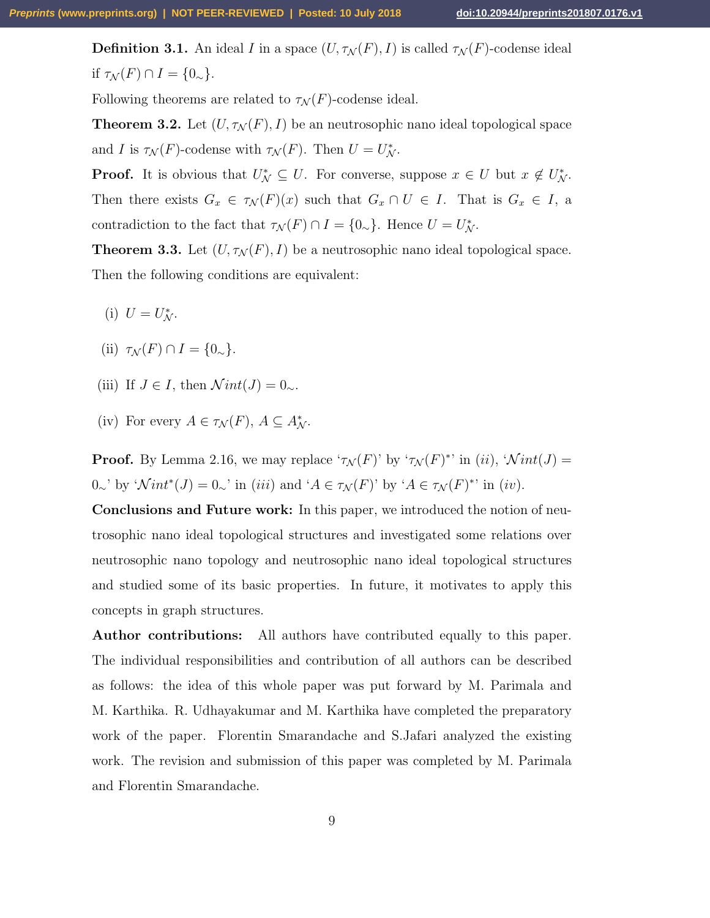**Definition 3.1.** An ideal $I$ in a space $(U, \tau_{\mathcal{N}}(F), I)$ is called $\tau_{\mathcal{N}}(F)$-codense ideal if $\tau_{\mathcal{N}}(F) \cap I = \{0_{\sim}\}$.

Following theorems are related to $\tau_{\mathcal{N}}(F)$-codense ideal.

**Theorem 3.2.** Let $(U, \tau_{\mathcal{N}}(F), I)$ be an neutrosophic nano ideal topological space and $I$ is $\tau_{\mathcal{N}}(F)$-codense with $\tau_{\mathcal{N}}(F)$. Then $U = U^*_{\mathcal{N}}$.

**Proof.** It is obvious that $U^*_{\mathcal{N}} \subseteq U$. For converse, suppose $x \in U$ but $x \notin U^*_{\mathcal{N}}$. Then there exists $G_x \in \tau_{\mathcal{N}}(F)(x)$ such that $G_x \cap U \in I$. That is $G_x \in I$, a contradiction to the fact that $\tau_{\mathcal{N}}(F) \cap I = \{0_{\sim}\}$. Hence $U = U^*_{\mathcal{N}}$.

**Theorem 3.3.** Let $(U, \tau_{\mathcal{N}}(F), I)$ be a neutrosophic nano ideal topological space. Then the following conditions are equivalent:

(i) $U = U^*_{\mathcal{N}}$.

(ii) $\tau_{\mathcal{N}}(F) \cap I = \{0_{\sim}\}$.

(iii) If $J \in I$, then $\mathcal{N}int(J) = 0_{\sim}$.

(iv) For every $A \in \tau_{\mathcal{N}}(F)$, $A \subseteq A^*_{\mathcal{N}}$.

**Proof.** By Lemma 2.16, we may replace '$\tau_{\mathcal{N}}(F)$' by '$\tau_{\mathcal{N}}(F)^*$' in $(ii)$, '$\mathcal{N}int(J) = 0_{\sim}$' by '$\mathcal{N}int^*(J) = 0_{\sim}$' in $(iii)$ and '$A \in \tau_{\mathcal{N}}(F)$' by '$A \in \tau_{\mathcal{N}}(F)^*$' in $(iv)$.

**Conclusions and Future work:** In this paper, we introduced the notion of neutrosophic nano ideal topological structures and investigated some relations over neutrosophic nano topology and neutrosophic nano ideal topological structures and studied some of its basic properties. In future, it motivates to apply this concepts in graph structures.

**Author contributions:** All authors have contributed equally to this paper. The individual responsibilities and contribution of all authors can be described as follows: the idea of this whole paper was put forward by M. Parimala and M. Karthika. R. Udhayakumar and M. Karthika have completed the preparatory work of the paper. Florentin Smarandache and S.Jafari analyzed the existing work. The revision and submission of this paper was completed by M. Parimala and Florentin Smarandache.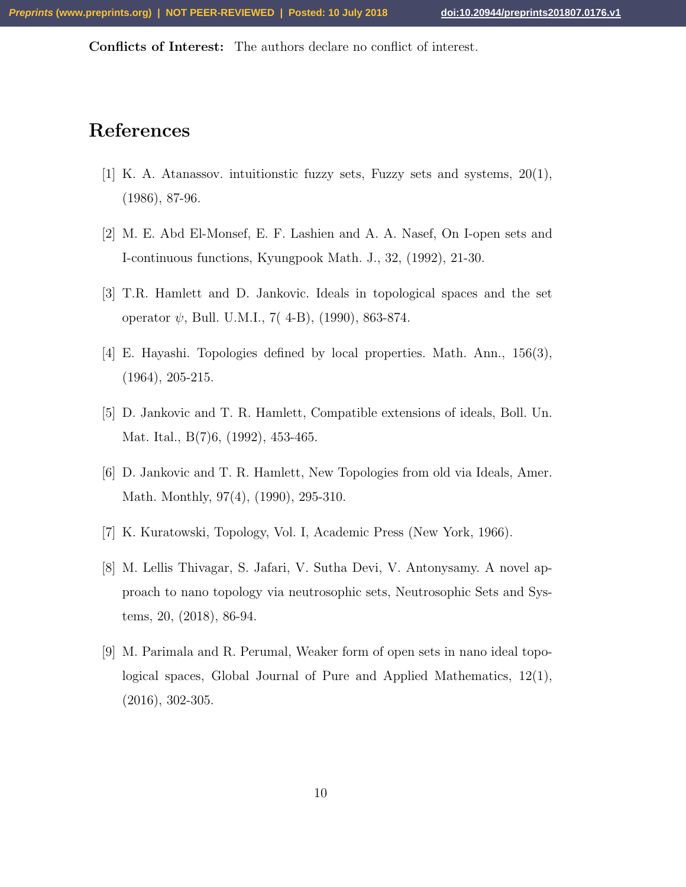**Conflicts of Interest:** The authors declare no conflict of interest.

# References

[1] K. A. Atanassov. intuitionstic fuzzy sets, Fuzzy sets and systems, 20(1), (1986), 87-96.

[2] M. E. Abd El-Monsef, E. F. Lashien and A. A. Nasef, On I-open sets and I-continuous functions, Kyungpook Math. J., 32, (1992), 21-30.

[3] T.R. Hamlett and D. Jankovic. Ideals in topological spaces and the set operator $\psi$, Bull. U.M.I., 7( 4-B), (1990), 863-874.

[4] E. Hayashi. Topologies defined by local properties. Math. Ann., 156(3), (1964), 205-215.

[5] D. Jankovic and T. R. Hamlett, Compatible extensions of ideals, Boll. Un. Mat. Ital., B(7)6, (1992), 453-465.

[6] D. Jankovic and T. R. Hamlett, New Topologies from old via Ideals, Amer. Math. Monthly, 97(4), (1990), 295-310.

[7] K. Kuratowski, Topology, Vol. I, Academic Press (New York, 1966).

[8] M. Lellis Thivagar, S. Jafari, V. Sutha Devi, V. Antonysamy. A novel approach to nano topology via neutrosophic sets, Neutrosophic Sets and Systems, 20, (2018), 86-94.

[9] M. Parimala and R. Perumal, Weaker form of open sets in nano ideal topological spaces, Global Journal of Pure and Applied Mathematics, 12(1), (2016), 302-305.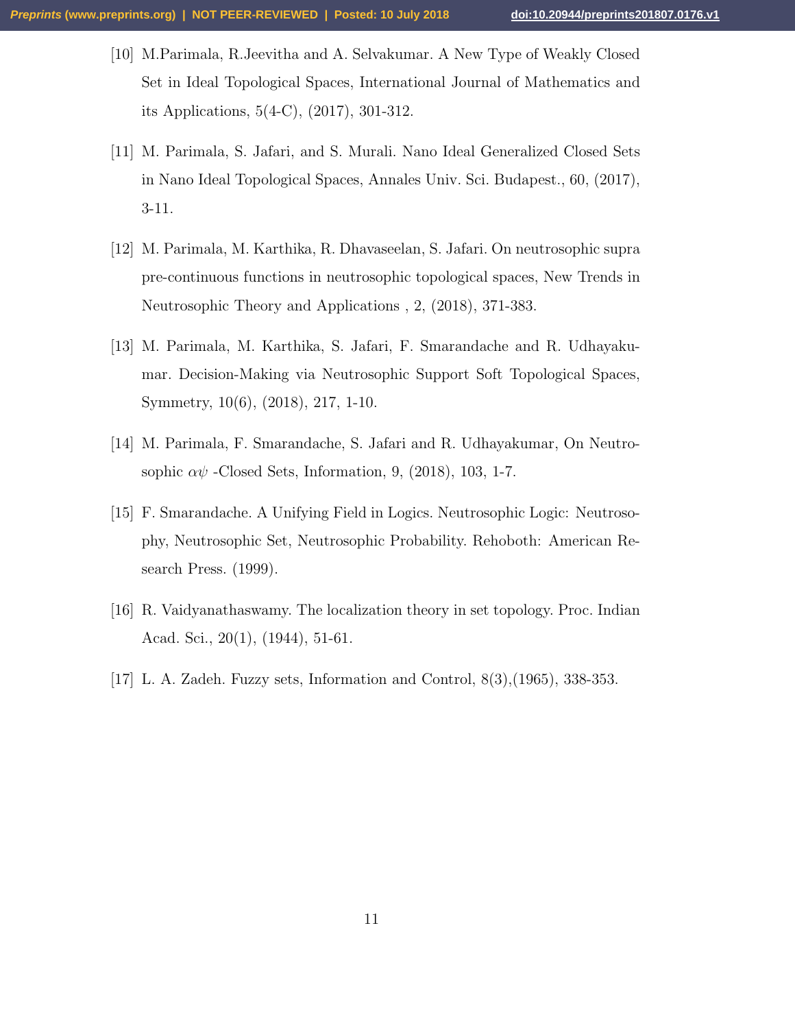[10] M.Parimala, R.Jeevitha and A. Selvakumar. A New Type of Weakly Closed Set in Ideal Topological Spaces, International Journal of Mathematics and its Applications, 5(4-C), (2017), 301-312.

[11] M. Parimala, S. Jafari, and S. Murali. Nano Ideal Generalized Closed Sets in Nano Ideal Topological Spaces, Annales Univ. Sci. Budapest., 60, (2017), 3-11.

[12] M. Parimala, M. Karthika, R. Dhavaseelan, S. Jafari. On neutrosophic supra pre-continuous functions in neutrosophic topological spaces, New Trends in Neutrosophic Theory and Applications , 2, (2018), 371-383.

[13] M. Parimala, M. Karthika, S. Jafari, F. Smarandache and R. Udhayakumar. Decision-Making via Neutrosophic Support Soft Topological Spaces, Symmetry, 10(6), (2018), 217, 1-10.

[14] M. Parimala, F. Smarandache, S. Jafari and R. Udhayakumar, On Neutrosophic $\alpha\psi$ -Closed Sets, Information, 9, (2018), 103, 1-7.

[15] F. Smarandache. A Unifying Field in Logics. Neutrosophic Logic: Neutrosophy, Neutrosophic Set, Neutrosophic Probability. Rehoboth: American Research Press. (1999).

[16] R. Vaidyanathaswamy. The localization theory in set topology. Proc. Indian Acad. Sci., 20(1), (1944), 51-61.

[17] L. A. Zadeh. Fuzzy sets, Information and Control, 8(3),(1965), 338-353.